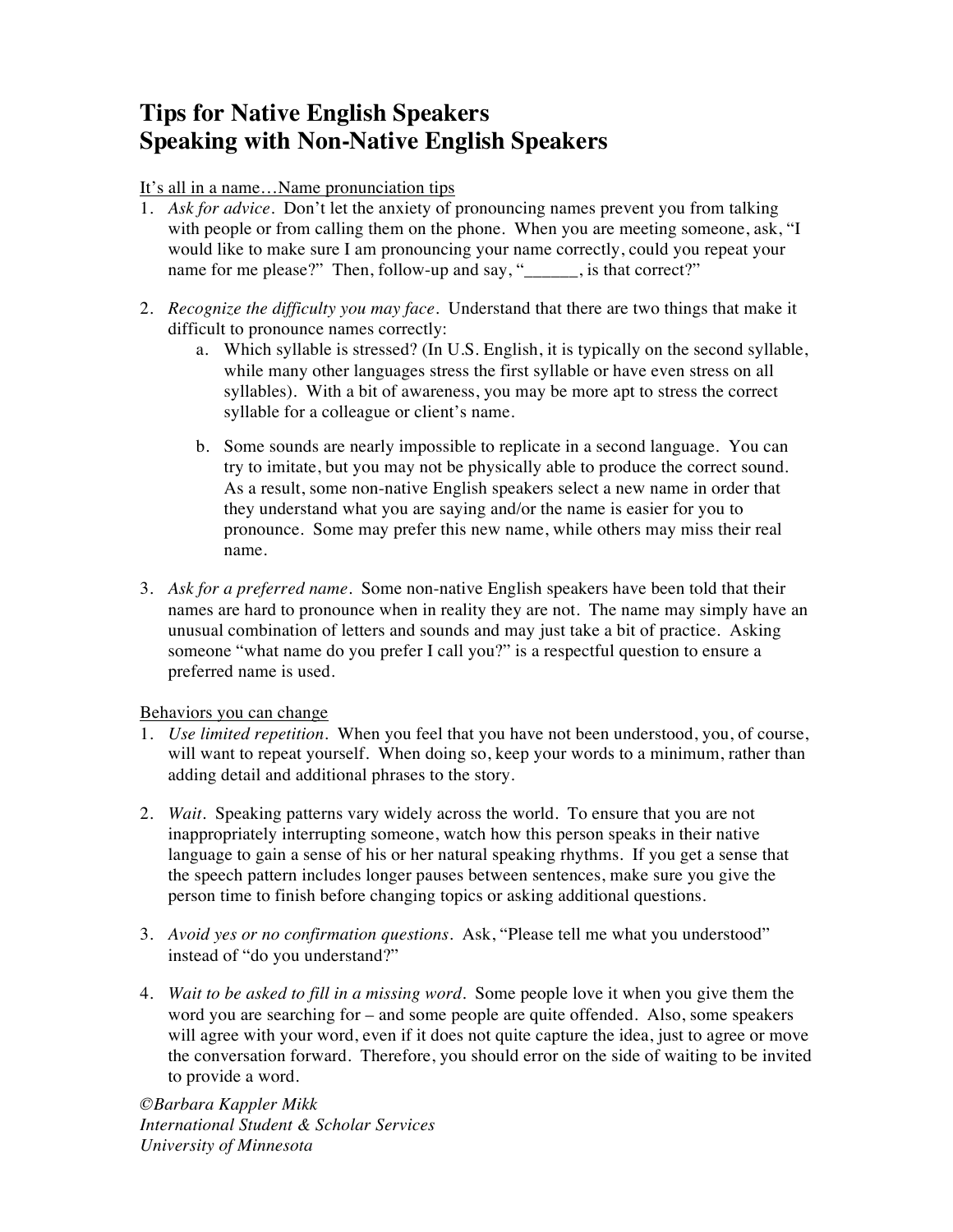# Tips for Native English Speakers
# Speaking with Non-Native English Speakers

It's all in a name…Name pronunciation tips

1. *Ask for advice*. Don't let the anxiety of pronouncing names prevent you from talking with people or from calling them on the phone. When you are meeting someone, ask, "I would like to make sure I am pronouncing your name correctly, could you repeat your name for me please?" Then, follow-up and say, "______, is that correct?"

2. *Recognize the difficulty you may face*. Understand that there are two things that make it difficult to pronounce names correctly:
   a. Which syllable is stressed? (In U.S. English, it is typically on the second syllable, while many other languages stress the first syllable or have even stress on all syllables). With a bit of awareness, you may be more apt to stress the correct syllable for a colleague or client's name.

   b. Some sounds are nearly impossible to replicate in a second language. You can try to imitate, but you may not be physically able to produce the correct sound. As a result, some non-native English speakers select a new name in order that they understand what you are saying and/or the name is easier for you to pronounce. Some may prefer this new name, while others may miss their real name.

3. *Ask for a preferred name*. Some non-native English speakers have been told that their names are hard to pronounce when in reality they are not. The name may simply have an unusual combination of letters and sounds and may just take a bit of practice. Asking someone "what name do you prefer I call you?" is a respectful question to ensure a preferred name is used.

Behaviors you can change

1. *Use limited repetition*. When you feel that you have not been understood, you, of course, will want to repeat yourself. When doing so, keep your words to a minimum, rather than adding detail and additional phrases to the story.

2. *Wait*. Speaking patterns vary widely across the world. To ensure that you are not inappropriately interrupting someone, watch how this person speaks in their native language to gain a sense of his or her natural speaking rhythms. If you get a sense that the speech pattern includes longer pauses between sentences, make sure you give the person time to finish before changing topics or asking additional questions.

3. *Avoid yes or no confirmation questions*. Ask, "Please tell me what you understood" instead of "do you understand?"

4. *Wait to be asked to fill in a missing word*. Some people love it when you give them the word you are searching for – and some people are quite offended. Also, some speakers will agree with your word, even if it does not quite capture the idea, just to agree or move the conversation forward. Therefore, you should error on the side of waiting to be invited to provide a word.

*©Barbara Kappler Mikk*
*International Student & Scholar Services*
*University of Minnesota*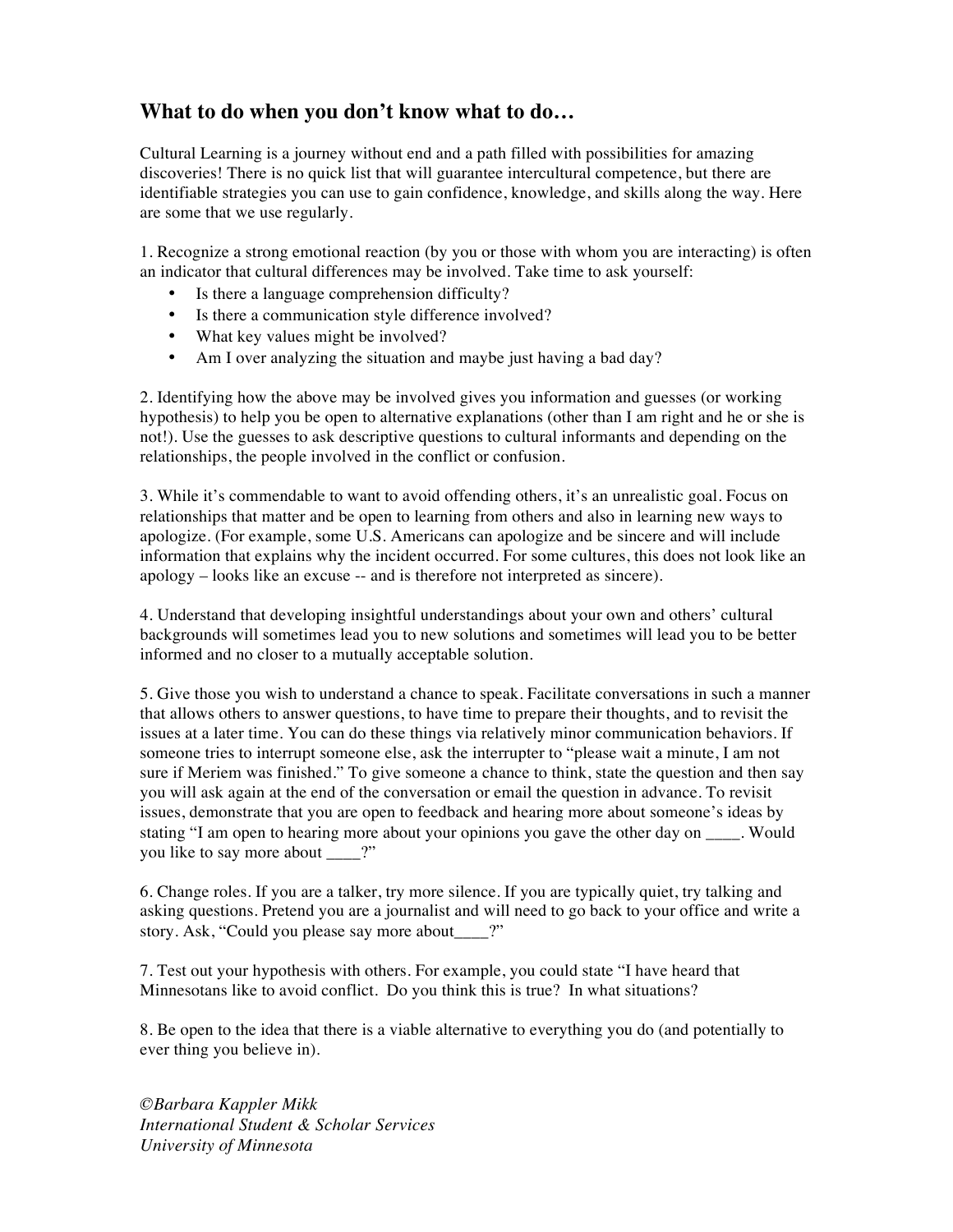## What to do when you don't know what to do…

Cultural Learning is a journey without end and a path filled with possibilities for amazing discoveries! There is no quick list that will guarantee intercultural competence, but there are identifiable strategies you can use to gain confidence, knowledge, and skills along the way. Here are some that we use regularly.

1. Recognize a strong emotional reaction (by you or those with whom you are interacting) is often an indicator that cultural differences may be involved. Take time to ask yourself:
   - Is there a language comprehension difficulty?
   - Is there a communication style difference involved?
   - What key values might be involved?
   - Am I over analyzing the situation and maybe just having a bad day?

2. Identifying how the above may be involved gives you information and guesses (or working hypothesis) to help you be open to alternative explanations (other than I am right and he or she is not!). Use the guesses to ask descriptive questions to cultural informants and depending on the relationships, the people involved in the conflict or confusion.

3. While it's commendable to want to avoid offending others, it's an unrealistic goal. Focus on relationships that matter and be open to learning from others and also in learning new ways to apologize. (For example, some U.S. Americans can apologize and be sincere and will include information that explains why the incident occurred. For some cultures, this does not look like an apology – looks like an excuse -- and is therefore not interpreted as sincere).

4. Understand that developing insightful understandings about your own and others' cultural backgrounds will sometimes lead you to new solutions and sometimes will lead you to be better informed and no closer to a mutually acceptable solution.

5. Give those you wish to understand a chance to speak. Facilitate conversations in such a manner that allows others to answer questions, to have time to prepare their thoughts, and to revisit the issues at a later time. You can do these things via relatively minor communication behaviors. If someone tries to interrupt someone else, ask the interrupter to "please wait a minute, I am not sure if Meriem was finished." To give someone a chance to think, state the question and then say you will ask again at the end of the conversation or email the question in advance. To revisit issues, demonstrate that you are open to feedback and hearing more about someone's ideas by stating "I am open to hearing more about your opinions you gave the other day on ____. Would you like to say more about ____?"

6. Change roles. If you are a talker, try more silence. If you are typically quiet, try talking and asking questions. Pretend you are a journalist and will need to go back to your office and write a story. Ask, "Could you please say more about____?"

7. Test out your hypothesis with others. For example, you could state "I have heard that Minnesotans like to avoid conflict. Do you think this is true? In what situations?

8. Be open to the idea that there is a viable alternative to everything you do (and potentially to ever thing you believe in).

*©Barbara Kappler Mikk*
*International Student & Scholar Services*
*University of Minnesota*